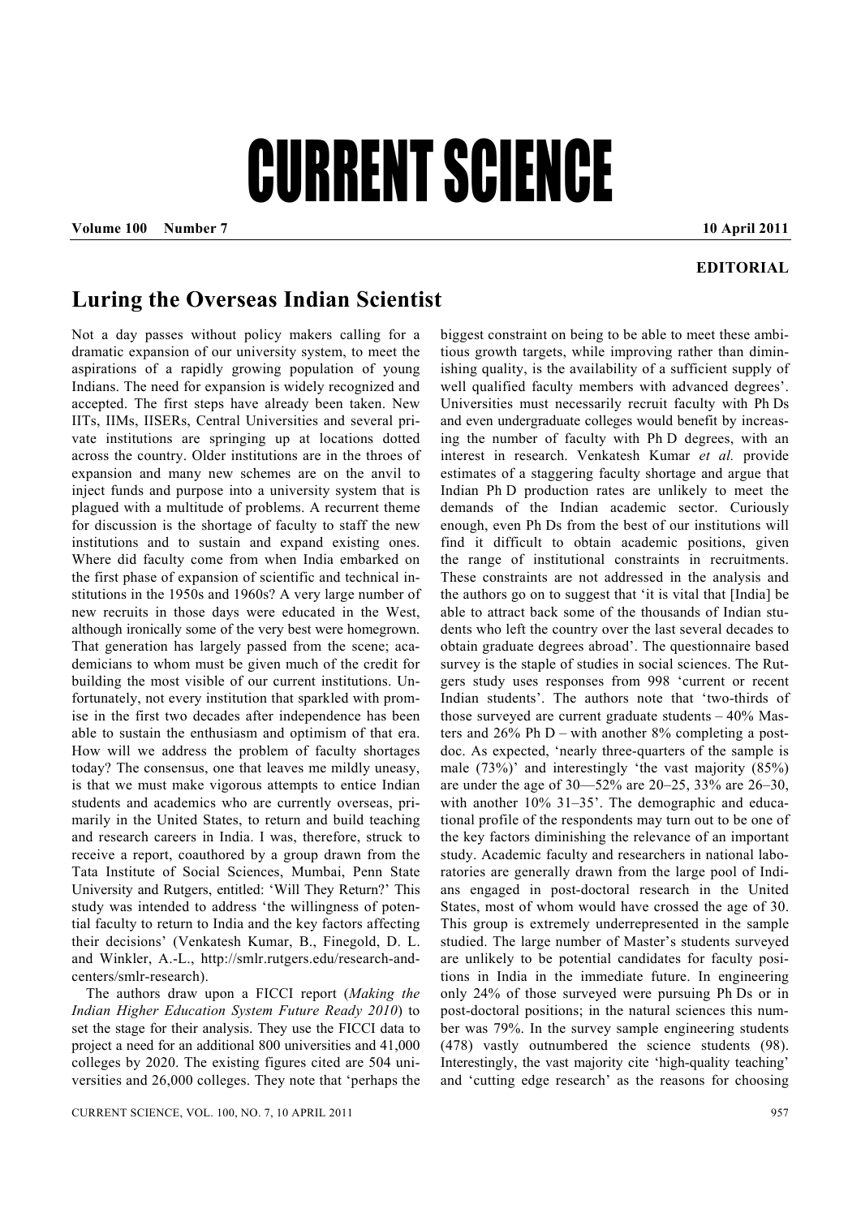# CURRENT SCIENCE

**EDITORIAL**

## Luring the Overseas Indian Scientist

Not a day passes without policy makers calling for a dramatic expansion of our university system, to meet the aspirations of a rapidly growing population of young Indians. The need for expansion is widely recognized and accepted. The first steps have already been taken. New IITs, IIMs, IISERs, Central Universities and several private institutions are springing up at locations dotted across the country. Older institutions are in the throes of expansion and many new schemes are on the anvil to inject funds and purpose into a university system that is plagued with a multitude of problems. A recurrent theme for discussion is the shortage of faculty to staff the new institutions and to sustain and expand existing ones. Where did faculty come from when India embarked on the first phase of expansion of scientific and technical institutions in the 1950s and 1960s? A very large number of new recruits in those days were educated in the West, although ironically some of the very best were homegrown. That generation has largely passed from the scene; academicians to whom must be given much of the credit for building the most visible of our current institutions. Unfortunately, not every institution that sparkled with promise in the first two decades after independence has been able to sustain the enthusiasm and optimism of that era. How will we address the problem of faculty shortages today? The consensus, one that leaves me mildly uneasy, is that we must make vigorous attempts to entice Indian students and academics who are currently overseas, primarily in the United States, to return and build teaching and research careers in India. I was, therefore, struck to receive a report, coauthored by a group drawn from the Tata Institute of Social Sciences, Mumbai, Penn State University and Rutgers, entitled: 'Will They Return?' This study was intended to address 'the willingness of potential faculty to return to India and the key factors affecting their decisions' (Venkatesh Kumar, B., Finegold, D. L. and Winkler, A.-L., http://smlr.rutgers.edu/research-and-centers/smlr-research).

The authors draw upon a FICCI report (*Making the Indian Higher Education System Future Ready 2010*) to set the stage for their analysis. They use the FICCI data to project a need for an additional 800 universities and 41,000 colleges by 2020. The existing figures cited are 504 universities and 26,000 colleges. They note that 'perhaps the biggest constraint on being to be able to meet these ambitious growth targets, while improving rather than diminishing quality, is the availability of a sufficient supply of well qualified faculty members with advanced degrees'. Universities must necessarily recruit faculty with Ph Ds and even undergraduate colleges would benefit by increasing the number of faculty with Ph D degrees, with an interest in research. Venkatesh Kumar *et al.* provide estimates of a staggering faculty shortage and argue that Indian Ph D production rates are unlikely to meet the demands of the Indian academic sector. Curiously enough, even Ph Ds from the best of our institutions will find it difficult to obtain academic positions, given the range of institutional constraints in recruitments. These constraints are not addressed in the analysis and the authors go on to suggest that 'it is vital that [India] be able to attract back some of the thousands of Indian students who left the country over the last several decades to obtain graduate degrees abroad'. The questionnaire based survey is the staple of studies in social sciences. The Rutgers study uses responses from 998 'current or recent Indian students'. The authors note that 'two-thirds of those surveyed are current graduate students – 40% Masters and 26% Ph D – with another 8% completing a postdoc. As expected, 'nearly three-quarters of the sample is male (73%)' and interestingly 'the vast majority (85%) are under the age of 30—52% are 20–25, 33% are 26–30, with another 10% 31–35'. The demographic and educational profile of the respondents may turn out to be one of the key factors diminishing the relevance of an important study. Academic faculty and researchers in national laboratories are generally drawn from the large pool of Indians engaged in post-doctoral research in the United States, most of whom would have crossed the age of 30. This group is extremely underrepresented in the sample studied. The large number of Master's students surveyed are unlikely to be potential candidates for faculty positions in India in the immediate future. In engineering only 24% of those surveyed were pursuing Ph Ds or in post-doctoral positions; in the natural sciences this number was 79%. In the survey sample engineering students (478) vastly outnumbered the science students (98). Interestingly, the vast majority cite 'high-quality teaching' and 'cutting edge research' as the reasons for choosing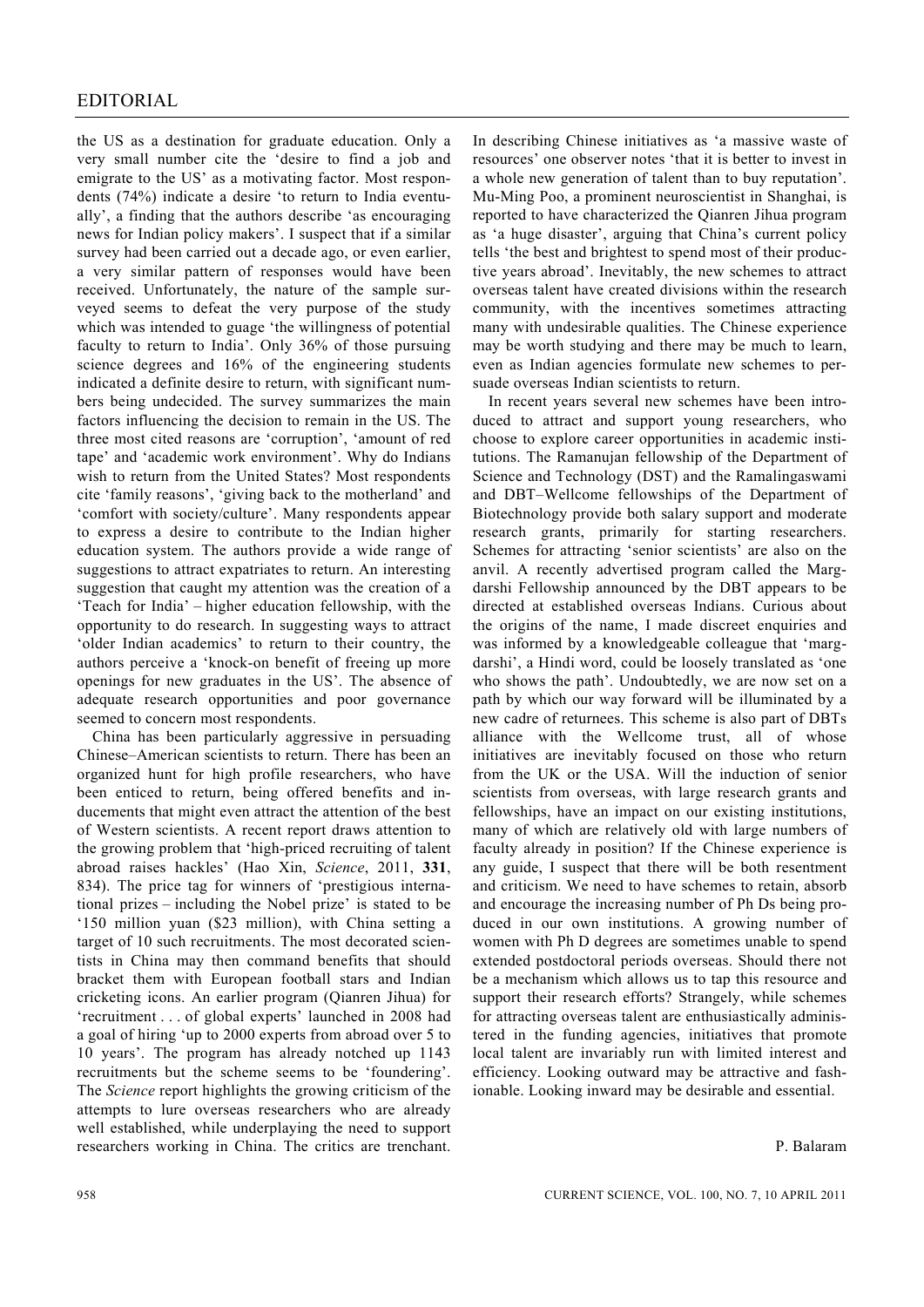the US as a destination for graduate education. Only a very small number cite the 'desire to find a job and emigrate to the US' as a motivating factor. Most respondents (74%) indicate a desire 'to return to India eventually', a finding that the authors describe 'as encouraging news for Indian policy makers'. I suspect that if a similar survey had been carried out a decade ago, or even earlier, a very similar pattern of responses would have been received. Unfortunately, the nature of the sample surveyed seems to defeat the very purpose of the study which was intended to guage 'the willingness of potential faculty to return to India'. Only 36% of those pursuing science degrees and 16% of the engineering students indicated a definite desire to return, with significant numbers being undecided. The survey summarizes the main factors influencing the decision to remain in the US. The three most cited reasons are 'corruption', 'amount of red tape' and 'academic work environment'. Why do Indians wish to return from the United States? Most respondents cite 'family reasons', 'giving back to the motherland' and 'comfort with society/culture'. Many respondents appear to express a desire to contribute to the Indian higher education system. The authors provide a wide range of suggestions to attract expatriates to return. An interesting suggestion that caught my attention was the creation of a 'Teach for India' – higher education fellowship, with the opportunity to do research. In suggesting ways to attract 'older Indian academics' to return to their country, the authors perceive a 'knock-on benefit of freeing up more openings for new graduates in the US'. The absence of adequate research opportunities and poor governance seemed to concern most respondents.

China has been particularly aggressive in persuading Chinese–American scientists to return. There has been an organized hunt for high profile researchers, who have been enticed to return, being offered benefits and inducements that might even attract the attention of the best of Western scientists. A recent report draws attention to the growing problem that 'high-priced recruiting of talent abroad raises hackles' (Hao Xin, *Science*, 2011, **331**, 834). The price tag for winners of 'prestigious international prizes – including the Nobel prize' is stated to be '150 million yuan ($23 million), with China setting a target of 10 such recruitments. The most decorated scientists in China may then command benefits that should bracket them with European football stars and Indian cricketing icons. An earlier program (Qianren Jihua) for 'recruitment . . . of global experts' launched in 2008 had a goal of hiring 'up to 2000 experts from abroad over 5 to 10 years'. The program has already notched up 1143 recruitments but the scheme seems to be 'foundering'. The *Science* report highlights the growing criticism of the attempts to lure overseas researchers who are already well established, while underplaying the need to support researchers working in China. The critics are trenchant. In describing Chinese initiatives as 'a massive waste of resources' one observer notes 'that it is better to invest in a whole new generation of talent than to buy reputation'. Mu-Ming Poo, a prominent neuroscientist in Shanghai, is reported to have characterized the Qianren Jihua program as 'a huge disaster', arguing that China's current policy tells 'the best and brightest to spend most of their productive years abroad'. Inevitably, the new schemes to attract overseas talent have created divisions within the research community, with the incentives sometimes attracting many with undesirable qualities. The Chinese experience may be worth studying and there may be much to learn, even as Indian agencies formulate new schemes to persuade overseas Indian scientists to return.

In recent years several new schemes have been introduced to attract and support young researchers, who choose to explore career opportunities in academic institutions. The Ramanujan fellowship of the Department of Science and Technology (DST) and the Ramalingaswami and DBT–Wellcome fellowships of the Department of Biotechnology provide both salary support and moderate research grants, primarily for starting researchers. Schemes for attracting 'senior scientists' are also on the anvil. A recently advertised program called the Margdarshi Fellowship announced by the DBT appears to be directed at established overseas Indians. Curious about the origins of the name, I made discreet enquiries and was informed by a knowledgeable colleague that 'margdarshi', a Hindi word, could be loosely translated as 'one who shows the path'. Undoubtedly, we are now set on a path by which our way forward will be illuminated by a new cadre of returnees. This scheme is also part of DBTs alliance with the Wellcome trust, all of whose initiatives are inevitably focused on those who return from the UK or the USA. Will the induction of senior scientists from overseas, with large research grants and fellowships, have an impact on our existing institutions, many of which are relatively old with large numbers of faculty already in position? If the Chinese experience is any guide, I suspect that there will be both resentment and criticism. We need to have schemes to retain, absorb and encourage the increasing number of Ph Ds being produced in our own institutions. A growing number of women with Ph D degrees are sometimes unable to spend extended postdoctoral periods overseas. Should there not be a mechanism which allows us to tap this resource and support their research efforts? Strangely, while schemes for attracting overseas talent are enthusiastically administered in the funding agencies, initiatives that promote local talent are invariably run with limited interest and efficiency. Looking outward may be attractive and fashionable. Looking inward may be desirable and essential.

P. Balaram